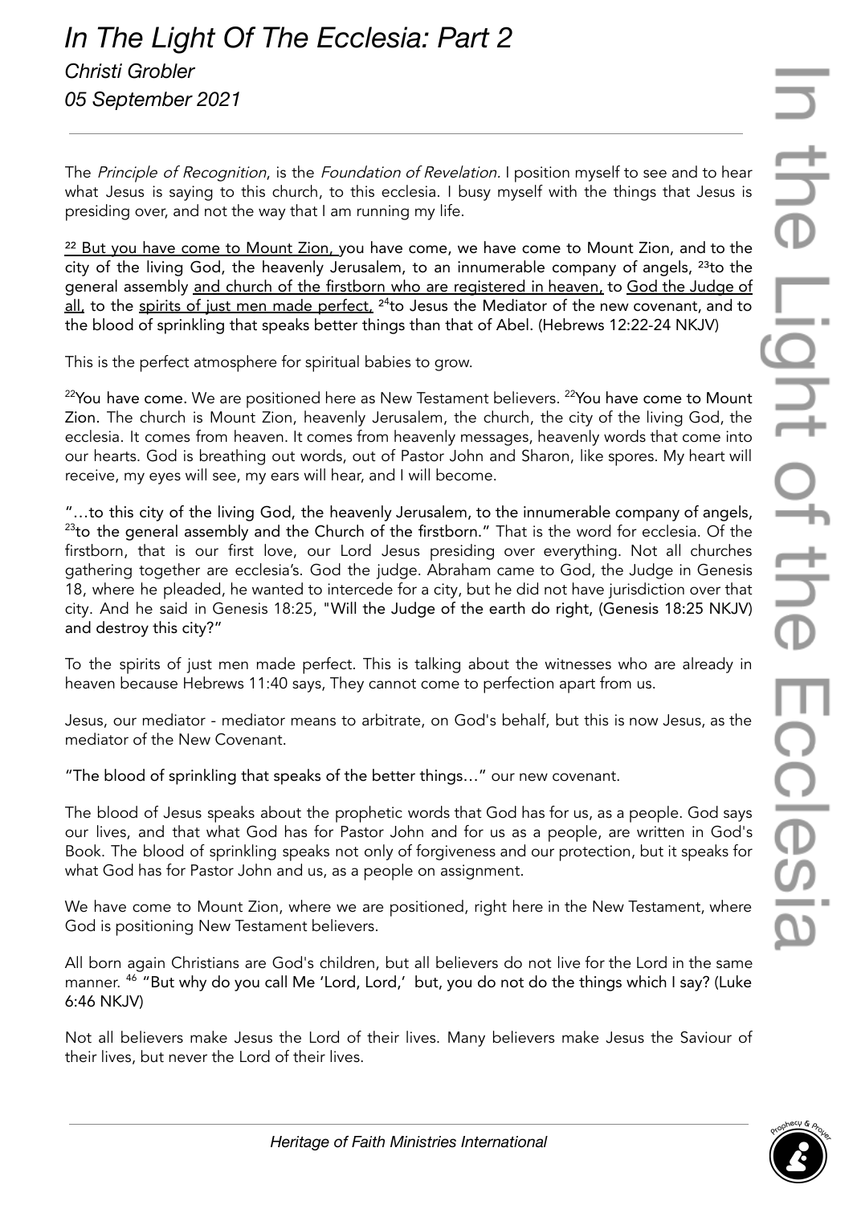# *In The Light Of The Ecclesia: Part 2*

*Christi Grobler*

*05 September 2021*

---

The *Principle of Recognition*, is the *Foundation of Revelation.* I position myself to see and to hear what Jesus is saying to this church, to this ecclesia. I busy myself with the things that Jesus is presiding over, and not the way that I am running my life.

[22] But you have come to Mount Zion, you have come, we have come to Mount Zion, and to the city of the living God, the heavenly Jerusalem, to an innumerable company of angels, [23]to the general assembly and church of the firstborn who are registered in heaven, to God the Judge of all, to the spirits of just men made perfect, [24]to Jesus the Mediator of the new covenant, and to the blood of sprinkling that speaks better things than that of Abel. (Hebrews 12:22-24 NKJV)

This is the perfect atmosphere for spiritual babies to grow.

[22]You have come. We are positioned here as New Testament believers. [22]You have come to Mount Zion. The church is Mount Zion, heavenly Jerusalem, the church, the city of the living God, the ecclesia. It comes from heaven. It comes from heavenly messages, heavenly words that come into our hearts. God is breathing out words, out of Pastor John and Sharon, like spores. My heart will receive, my eyes will see, my ears will hear, and I will become.

"…to this city of the living God, the heavenly Jerusalem, to the innumerable company of angels, [23]to the general assembly and the Church of the firstborn." That is the word for ecclesia. Of the firstborn, that is our first love, our Lord Jesus presiding over everything. Not all churches gathering together are ecclesia's. God the judge. Abraham came to God, the Judge in Genesis 18, where he pleaded, he wanted to intercede for a city, but he did not have jurisdiction over that city. And he said in Genesis 18:25, "Will the Judge of the earth do right, (Genesis 18:25 NKJV) and destroy this city?"

To the spirits of just men made perfect. This is talking about the witnesses who are already in heaven because Hebrews 11:40 says, They cannot come to perfection apart from us.

Jesus, our mediator - mediator means to arbitrate, on God's behalf, but this is now Jesus, as the mediator of the New Covenant.

"The blood of sprinkling that speaks of the better things…" our new covenant.

The blood of Jesus speaks about the prophetic words that God has for us, as a people. God says our lives, and that what God has for Pastor John and for us as a people, are written in God's Book. The blood of sprinkling speaks not only of forgiveness and our protection, but it speaks for what God has for Pastor John and us, as a people on assignment.

We have come to Mount Zion, where we are positioned, right here in the New Testament, where God is positioning New Testament believers.

All born again Christians are God's children, but all believers do not live for the Lord in the same manner. [46] "But why do you call Me 'Lord, Lord,' but, you do not do the things which I say? (Luke 6:46 NKJV)

Not all believers make Jesus the Lord of their lives. Many believers make Jesus the Saviour of their lives, but never the Lord of their lives.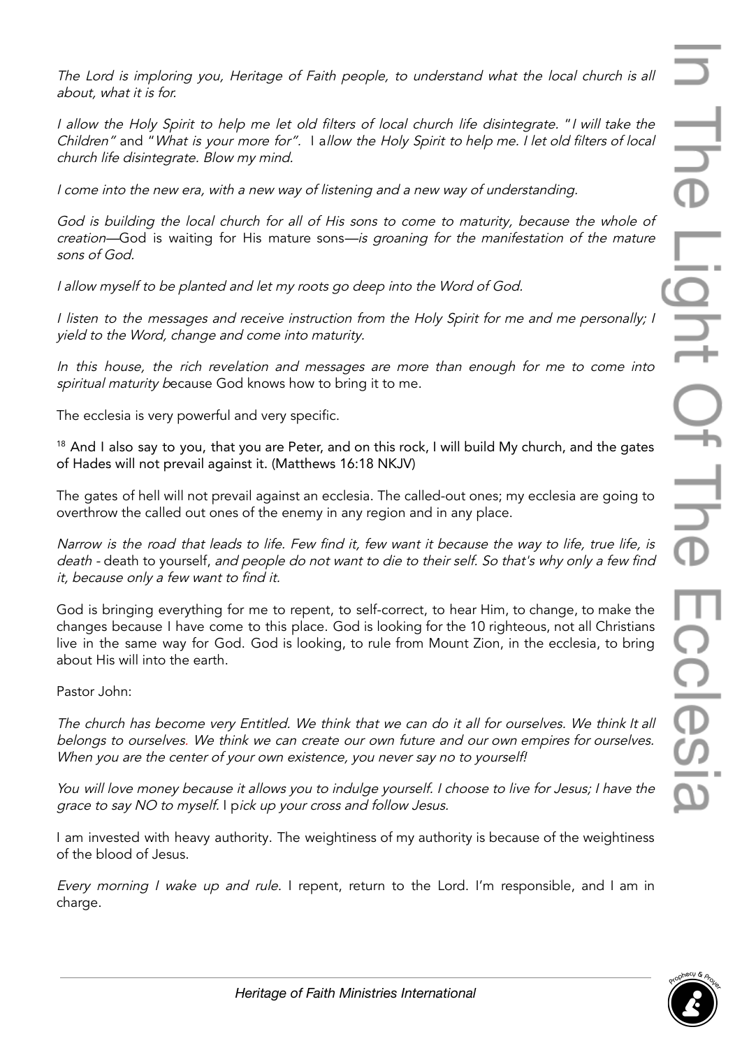*The Lord is imploring you, Heritage of Faith people, to understand what the local church is all about, what it is for.*

*I allow the Holy Spirit to help me let old filters of local church life disintegrate.* "*I will take the Children"* and "*What is your more for".* I a*llow the Holy Spirit to help me. I let old filters of local church life disintegrate. Blow my mind.*

*I come into the new era, with a new way of listening and a new way of understanding.*

*God is building the local church for all of His sons to come to maturity, because the whole of creation*—God is waiting for His mature sons—*is groaning for the manifestation of the mature sons of God.*

*I allow myself to be planted and let my roots go deep into the Word of God.*

*I listen to the messages and receive instruction from the Holy Spirit for me and me personally; I yield to the Word, change and come into maturity.*

*In this house, the rich revelation and messages are more than enough for me to come into spiritual maturity b*ecause God knows how to bring it to me.

The ecclesia is very powerful and very specific.

[18] And I also say to you, that you are Peter, and on this rock, I will build My church, and the gates of Hades will not prevail against it. (Matthews 16:18 NKJV)

The gates of hell will not prevail against an ecclesia. The called-out ones; my ecclesia are going to overthrow the called out ones of the enemy in any region and in any place.

*Narrow is the road that leads to life. Few find it, few want it because the way to life, true life, is death* - death to yourself, *and people do not want to die to their self. So that's why only a few find it, because only a few want to find it.*

God is bringing everything for me to repent, to self-correct, to hear Him, to change, to make the changes because I have come to this place. God is looking for the 10 righteous, not all Christians live in the same way for God. God is looking, to rule from Mount Zion, in the ecclesia, to bring about His will into the earth.

Pastor John:

*The church has become very Entitled. We think that we can do it all for ourselves. We think It all belongs to ourselves. We think we can create our own future and our own empires for ourselves. When you are the center of your own existence, you never say no to yourself!*

*You will love money because it allows you to indulge yourself. I choose to live for Jesus; I have the grace to say NO to myself.* I p*ick up your cross and follow Jesus.*

I am invested with heavy authority. The weightiness of my authority is because of the weightiness of the blood of Jesus.

*Every morning I wake up and rule.* I repent, return to the Lord. I'm responsible, and I am in charge.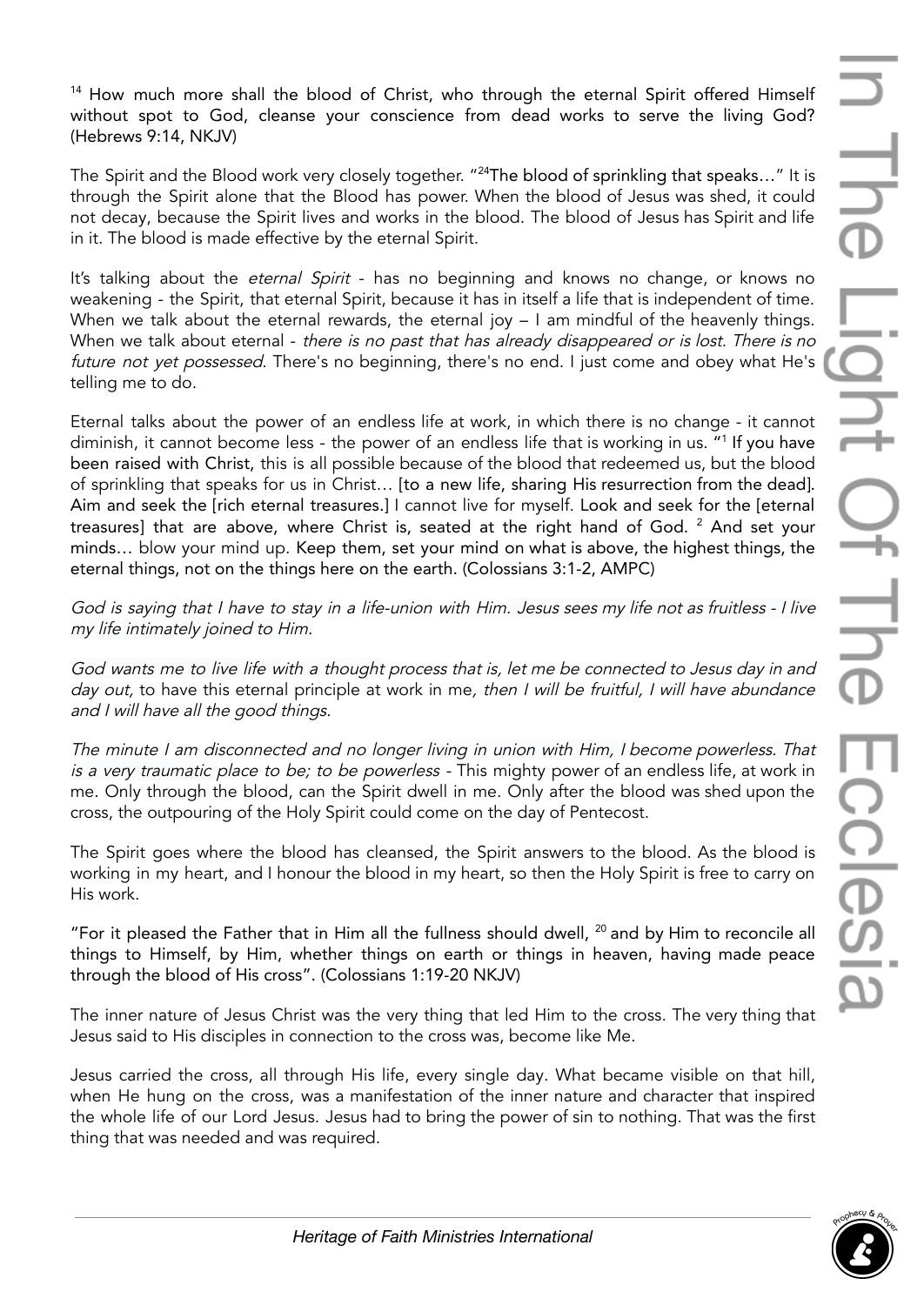[14] How much more shall the blood of Christ, who through the eternal Spirit offered Himself without spot to God, cleanse your conscience from dead works to serve the living God? (Hebrews 9:14, NKJV)

The Spirit and the Blood work very closely together. "[24]The blood of sprinkling that speaks…" It is through the Spirit alone that the Blood has power. When the blood of Jesus was shed, it could not decay, because the Spirit lives and works in the blood. The blood of Jesus has Spirit and life in it. The blood is made effective by the eternal Spirit.

It's talking about the *eternal Spirit* - has no beginning and knows no change, or knows no weakening - the Spirit, that eternal Spirit, because it has in itself a life that is independent of time. When we talk about the eternal rewards, the eternal joy – I am mindful of the heavenly things. When we talk about eternal - *there is no past that has already disappeared or is lost. There is no future not yet possessed*. There's no beginning, there's no end. I just come and obey what He's telling me to do.

Eternal talks about the power of an endless life at work, in which there is no change - it cannot diminish, it cannot become less - the power of an endless life that is working in us. "[1] If you have been raised with Christ, this is all possible because of the blood that redeemed us, but the blood of sprinkling that speaks for us in Christ… [to a new life, sharing His resurrection from the dead]. Aim and seek the [rich eternal treasures.] I cannot live for myself. Look and seek for the [eternal treasures] that are above, where Christ is, seated at the right hand of God. [2] And set your minds… blow your mind up. Keep them, set your mind on what is above, the highest things, the eternal things, not on the things here on the earth. (Colossians 3:1-2, AMPC)

*God is saying that I have to stay in a life-union with Him. Jesus sees my life not as fruitless - I live my life intimately joined to Him.*

*God wants me to live life with a thought process that is, let me be connected to Jesus day in and day out,* to have this eternal principle at work in me*, then I will be fruitful, I will have abundance and I will have all the good things.*

*The minute I am disconnected and no longer living in union with Him, I become powerless. That is a very traumatic place to be; to be powerless* - This mighty power of an endless life, at work in me. Only through the blood, can the Spirit dwell in me. Only after the blood was shed upon the cross, the outpouring of the Holy Spirit could come on the day of Pentecost.

The Spirit goes where the blood has cleansed, the Spirit answers to the blood. As the blood is working in my heart, and I honour the blood in my heart, so then the Holy Spirit is free to carry on His work.

"For it pleased the Father that in Him all the fullness should dwell, [20] and by Him to reconcile all things to Himself, by Him, whether things on earth or things in heaven, having made peace through the blood of His cross". (Colossians 1:19-20 NKJV)

The inner nature of Jesus Christ was the very thing that led Him to the cross. The very thing that Jesus said to His disciples in connection to the cross was, become like Me.

Jesus carried the cross, all through His life, every single day. What became visible on that hill, when He hung on the cross, was a manifestation of the inner nature and character that inspired the whole life of our Lord Jesus. Jesus had to bring the power of sin to nothing. That was the first thing that was needed and was required.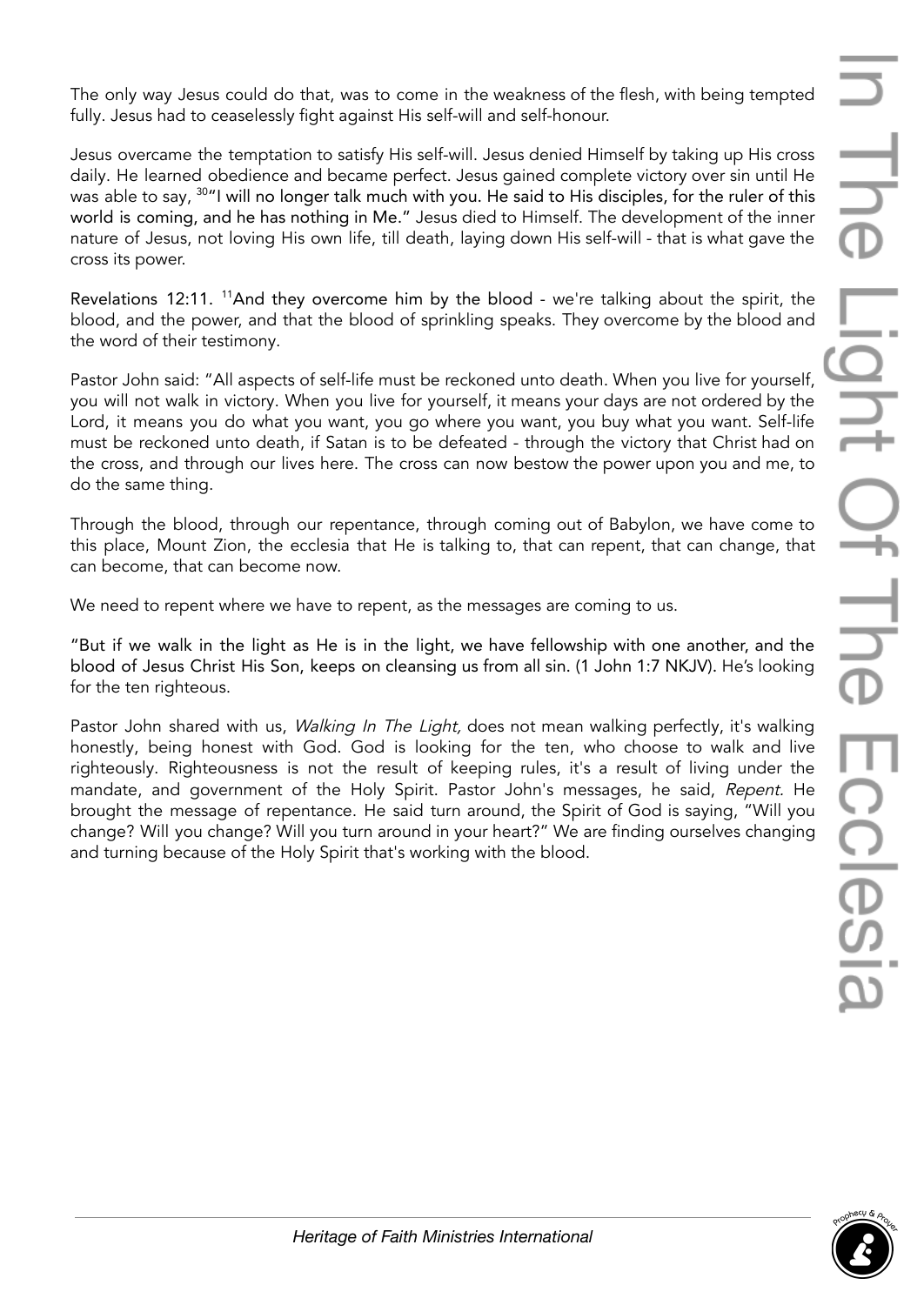The only way Jesus could do that, was to come in the weakness of the flesh, with being tempted fully. Jesus had to ceaselessly fight against His self-will and self-honour.

Jesus overcame the temptation to satisfy His self-will. Jesus denied Himself by taking up His cross daily. He learned obedience and became perfect. Jesus gained complete victory over sin until He was able to say, [30]"I will no longer talk much with you. He said to His disciples, for the ruler of this world is coming, and he has nothing in Me." Jesus died to Himself. The development of the inner nature of Jesus, not loving His own life, till death, laying down His self-will - that is what gave the cross its power.

Revelations 12:11. [11]And they overcome him by the blood - we're talking about the spirit, the blood, and the power, and that the blood of sprinkling speaks. They overcome by the blood and the word of their testimony.

Pastor John said: "All aspects of self-life must be reckoned unto death. When you live for yourself, you will not walk in victory. When you live for yourself, it means your days are not ordered by the Lord, it means you do what you want, you go where you want, you buy what you want. Self-life must be reckoned unto death, if Satan is to be defeated - through the victory that Christ had on the cross, and through our lives here. The cross can now bestow the power upon you and me, to do the same thing.

Through the blood, through our repentance, through coming out of Babylon, we have come to this place, Mount Zion, the ecclesia that He is talking to, that can repent, that can change, that can become, that can become now.

We need to repent where we have to repent, as the messages are coming to us.

"But if we walk in the light as He is in the light, we have fellowship with one another, and the blood of Jesus Christ His Son, keeps on cleansing us from all sin. (1 John 1:7 NKJV). He's looking for the ten righteous.

Pastor John shared with us, *Walking In The Light,* does not mean walking perfectly, it's walking honestly, being honest with God. God is looking for the ten, who choose to walk and live righteously. Righteousness is not the result of keeping rules, it's a result of living under the mandate, and government of the Holy Spirit. Pastor John's messages, he said, *Repent.* He brought the message of repentance. He said turn around, the Spirit of God is saying, "Will you change? Will you change? Will you turn around in your heart?" We are finding ourselves changing and turning because of the Holy Spirit that's working with the blood.